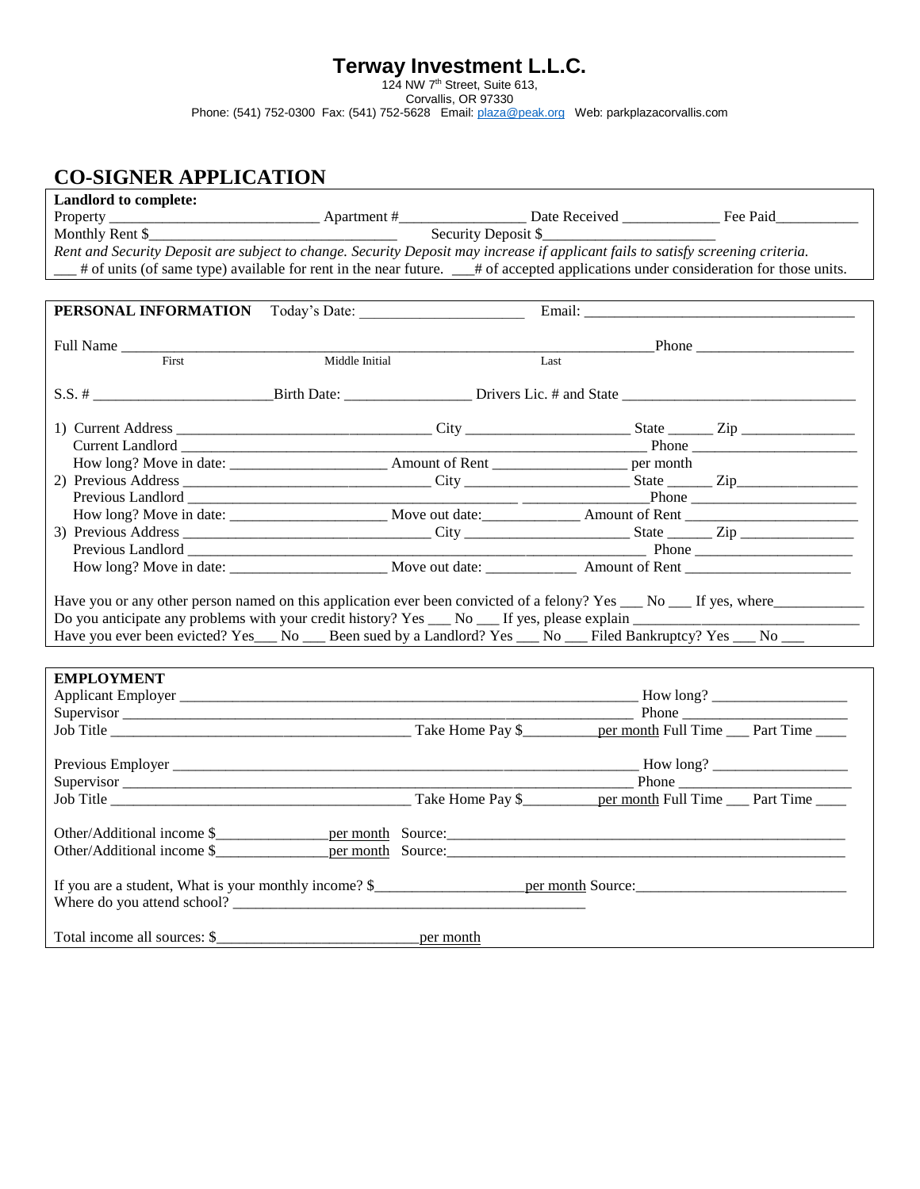# Terway Investment L.L.C.

124 NW 7th Street, Suite 613,
Corvallis, OR 97330
Phone: (541) 752-0300 Fax: (541) 752-5628 Email: plaza@peak.org Web: parkplazacorvallis.com

## CO-SIGNER APPLICATION

**Landlord to complete:**

Property ___________________________ Apartment #________________ Date Received _____________ Fee Paid___________

Monthly Rent $________________________________ Security Deposit $______________________

*Rent and Security Deposit are subject to change. Security Deposit may increase if applicant fails to satisfy screening criteria.*

___ # of units (of same type) available for rent in the near future. ___# of accepted applications under consideration for those units.

**PERSONAL INFORMATION** Today's Date: _____________________ Email: ____________________________________

Full Name ______________________________________________________________________Phone _____________________
First Middle Initial Last

S.S. # _______________________Birth Date: ________________ Drivers Lic. # and State ________________________________

1) Current Address ________________________________ City _____________________ State ______ Zip _______________
Current Landlord ____________________________________________________________ Phone ______________________
How long? Move in date: ____________________ Amount of Rent _________________ per month
2) Previous Address ______________________________ City _____________________ State ______ Zip________________
Previous Landlord ______________________________________________ ________________Phone ______________________
How long? Move in date: ____________________ Move out date:____________ Amount of Rent ______________________
3) Previous Address ______________________________ City _____________________ State ______ Zip _______________
Previous Landlord ___________________________________________________________ Phone _____________________
How long? Move in date: ____________________ Move out date: ___________ Amount of Rent _____________________

Have you or any other person named on this application ever been convicted of a felony? Yes ___ No ___ If yes, where____________
Do you anticipate any problems with your credit history? Yes ___ No ___ If yes, please explain _____________________________
Have you ever been evicted? Yes___ No ___ Been sued by a Landlord? Yes ___ No ___ Filed Bankruptcy? Yes ___ No ___

**EMPLOYMENT**

Applicant Employer ______________________________________________________________ How long? __________________
Supervisor ____________________________________________________________________ Phone ______________________
Job Title ________________________________________ Take Home Pay $__________per month Full Time ___ Part Time ____

Previous Employer _______________________________________________________________ How long? __________________
Supervisor ____________________________________________________________________ Phone ______________________
Job Title ________________________________________ Take Home Pay $__________per month Full Time ___ Part Time ____

Other/Additional income $_______________per month Source:______________________________________________________
Other/Additional income $_______________per month Source:______________________________________________________

If you are a student, What is your monthly income? $____________________per month Source:___________________________
Where do you attend school? _______________________________________________

Total income all sources: $__________________________per month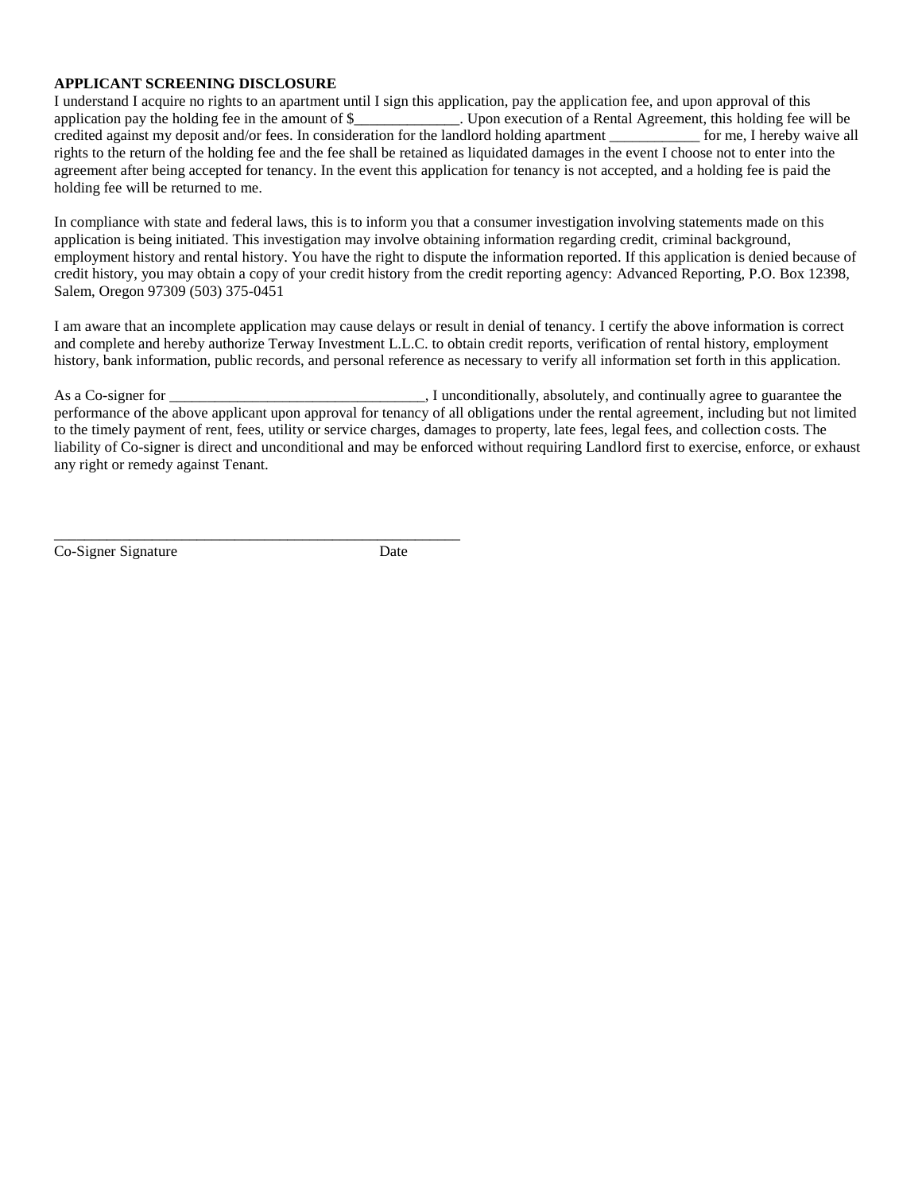**APPLICANT SCREENING DISCLOSURE**

I understand I acquire no rights to an apartment until I sign this application, pay the application fee, and upon approval of this application pay the holding fee in the amount of $______________. Upon execution of a Rental Agreement, this holding fee will be credited against my deposit and/or fees. In consideration for the landlord holding apartment ____________ for me, I hereby waive all rights to the return of the holding fee and the fee shall be retained as liquidated damages in the event I choose not to enter into the agreement after being accepted for tenancy. In the event this application for tenancy is not accepted, and a holding fee is paid the holding fee will be returned to me.

In compliance with state and federal laws, this is to inform you that a consumer investigation involving statements made on this application is being initiated. This investigation may involve obtaining information regarding credit, criminal background, employment history and rental history. You have the right to dispute the information reported. If this application is denied because of credit history, you may obtain a copy of your credit history from the credit reporting agency: Advanced Reporting, P.O. Box 12398, Salem, Oregon 97309 (503) 375-0451

I am aware that an incomplete application may cause delays or result in denial of tenancy. I certify the above information is correct and complete and hereby authorize Terway Investment L.L.C. to obtain credit reports, verification of rental history, employment history, bank information, public records, and personal reference as necessary to verify all information set forth in this application.

As a Co-signer for __________________________________, I unconditionally, absolutely, and continually agree to guarantee the performance of the above applicant upon approval for tenancy of all obligations under the rental agreement, including but not limited to the timely payment of rent, fees, utility or service charges, damages to property, late fees, legal fees, and collection costs. The liability of Co-signer is direct and unconditional and may be enforced without requiring Landlord first to exercise, enforce, or exhaust any right or remedy against Tenant.

_________________________________________________________

Co-Signer Signature                                        Date